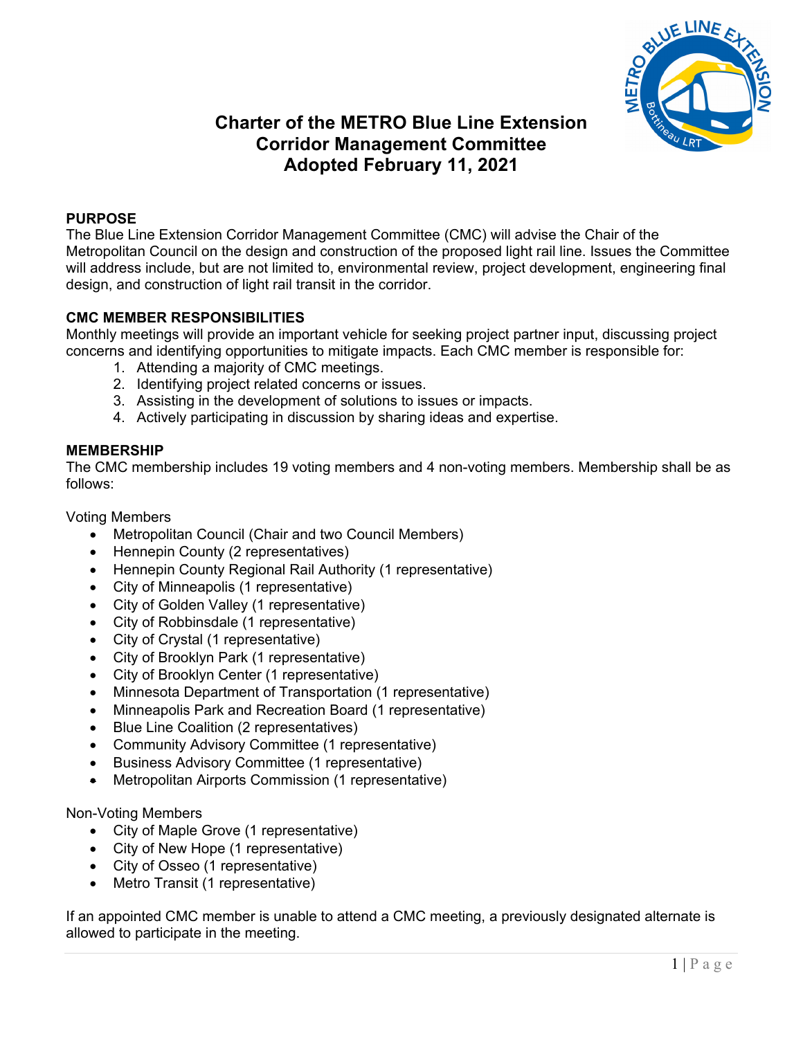# Charter of the METRO Blue Line Extension Corridor Management Committee Adopted February 11, 2021

## PURPOSE

The Blue Line Extension Corridor Management Committee (CMC) will advise the Chair of the Metropolitan Council on the design and construction of the proposed light rail line. Issues the Committee will address include, but are not limited to, environmental review, project development, engineering final design, and construction of light rail transit in the corridor.

## CMC MEMBER RESPONSIBILITIES

Monthly meetings will provide an important vehicle for seeking project partner input, discussing project concerns and identifying opportunities to mitigate impacts. Each CMC member is responsible for:

1. Attending a majority of CMC meetings.
2. Identifying project related concerns or issues.
3. Assisting in the development of solutions to issues or impacts.
4. Actively participating in discussion by sharing ideas and expertise.

## MEMBERSHIP

The CMC membership includes 19 voting members and 4 non-voting members. Membership shall be as follows:

Voting Members

- Metropolitan Council (Chair and two Council Members)
- Hennepin County (2 representatives)
- Hennepin County Regional Rail Authority (1 representative)
- City of Minneapolis (1 representative)
- City of Golden Valley (1 representative)
- City of Robbinsdale (1 representative)
- City of Crystal (1 representative)
- City of Brooklyn Park (1 representative)
- City of Brooklyn Center (1 representative)
- Minnesota Department of Transportation (1 representative)
- Minneapolis Park and Recreation Board (1 representative)
- Blue Line Coalition (2 representatives)
- Community Advisory Committee (1 representative)
- Business Advisory Committee (1 representative)
- Metropolitan Airports Commission (1 representative)

Non-Voting Members

- City of Maple Grove (1 representative)
- City of New Hope (1 representative)
- City of Osseo (1 representative)
- Metro Transit (1 representative)

If an appointed CMC member is unable to attend a CMC meeting, a previously designated alternate is allowed to participate in the meeting.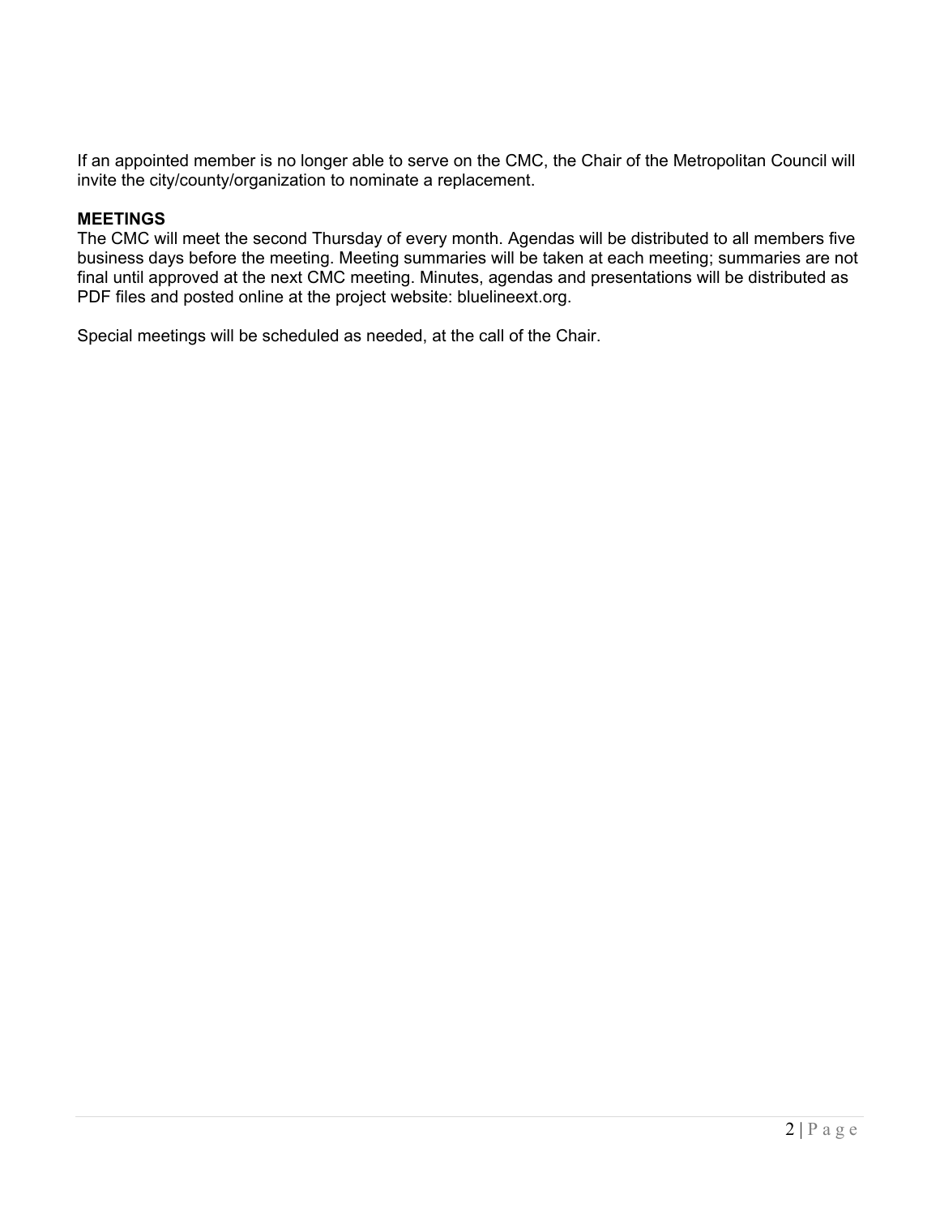If an appointed member is no longer able to serve on the CMC, the Chair of the Metropolitan Council will invite the city/county/organization to nominate a replacement.

**MEETINGS**

The CMC will meet the second Thursday of every month. Agendas will be distributed to all members five business days before the meeting. Meeting summaries will be taken at each meeting; summaries are not final until approved at the next CMC meeting. Minutes, agendas and presentations will be distributed as PDF files and posted online at the project website: bluelineext.org.

Special meetings will be scheduled as needed, at the call of the Chair.